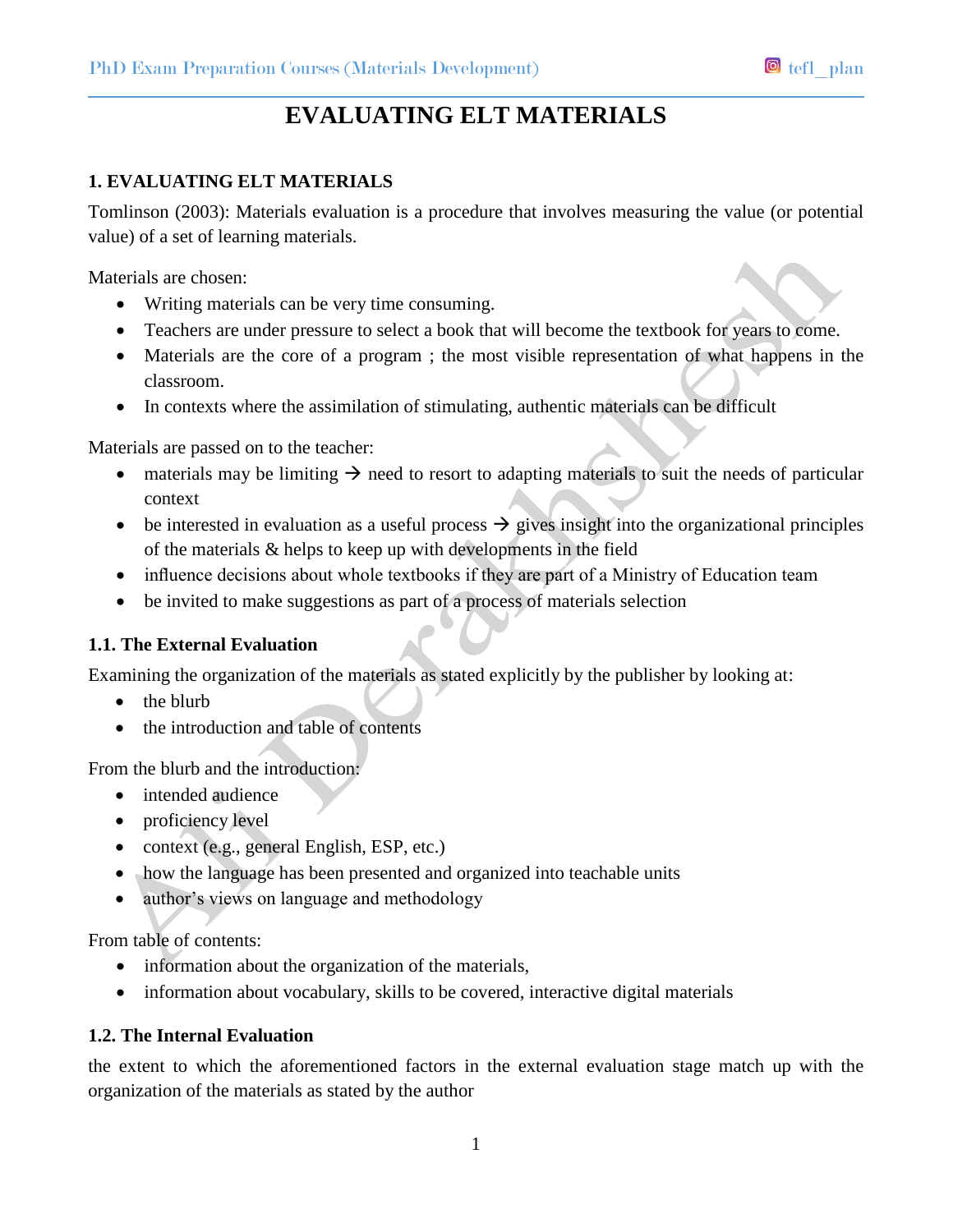# EVALUATING ELT MATERIALS

## 1. EVALUATING ELT MATERIALS

Tomlinson (2003): Materials evaluation is a procedure that involves measuring the value (or potential value) of a set of learning materials.

Materials are chosen:

- Writing materials can be very time consuming.
- Teachers are under pressure to select a book that will become the textbook for years to come.
- Materials are the core of a program ; the most visible representation of what happens in the classroom.
- In contexts where the assimilation of stimulating, authentic materials can be difficult

Materials are passed on to the teacher:

- materials may be limiting → need to resort to adapting materials to suit the needs of particular context
- be interested in evaluation as a useful process → gives insight into the organizational principles of the materials & helps to keep up with developments in the field
- influence decisions about whole textbooks if they are part of a Ministry of Education team
- be invited to make suggestions as part of a process of materials selection

### 1.1. The External Evaluation

Examining the organization of the materials as stated explicitly by the publisher by looking at:

- the blurb
- the introduction and table of contents

From the blurb and the introduction:

- intended audience
- proficiency level
- context (e.g., general English, ESP, etc.)
- how the language has been presented and organized into teachable units
- author's views on language and methodology

From table of contents:

- information about the organization of the materials,
- information about vocabulary, skills to be covered, interactive digital materials

### 1.2. The Internal Evaluation

the extent to which the aforementioned factors in the external evaluation stage match up with the organization of the materials as stated by the author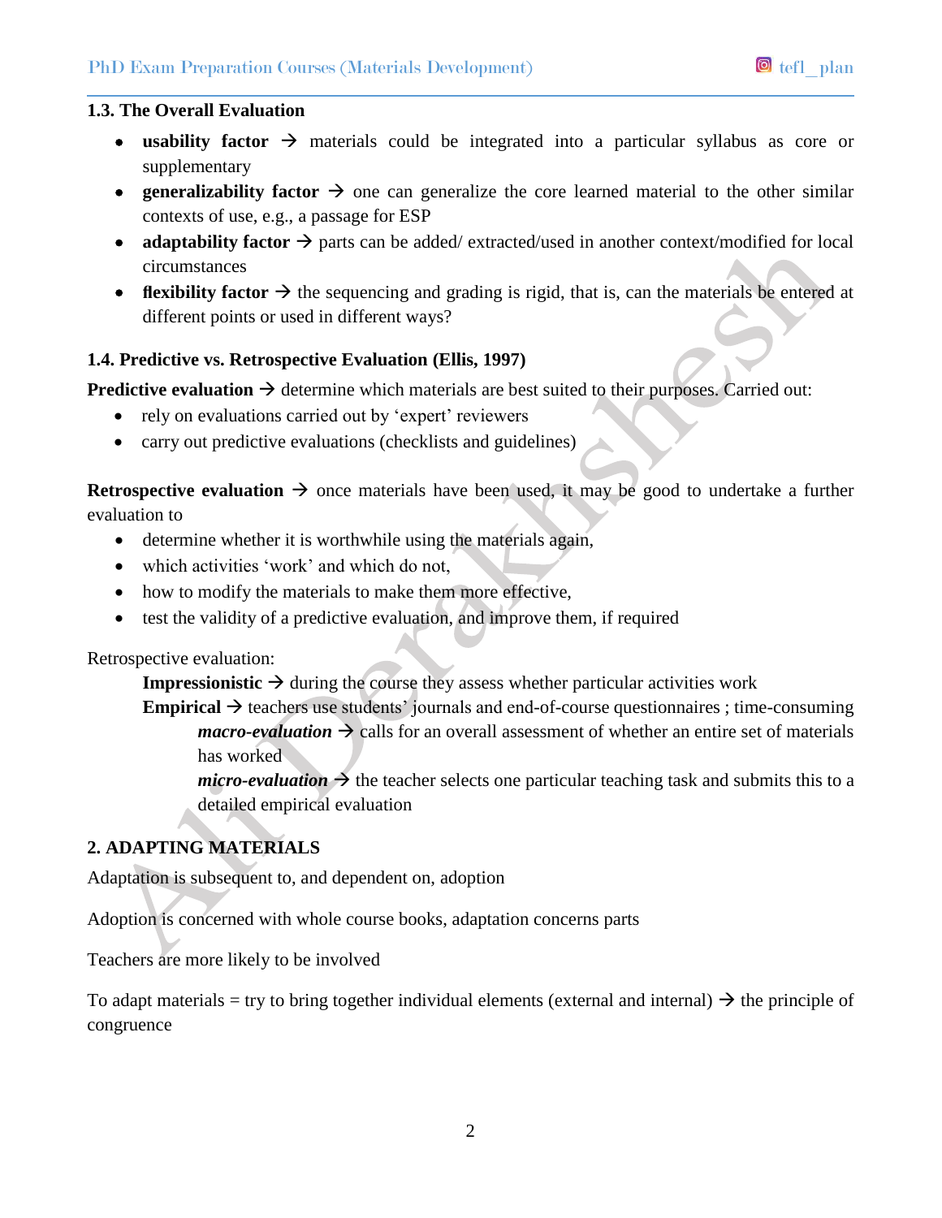### 1.3. The Overall Evaluation

- **usability factor** → materials could be integrated into a particular syllabus as core or supplementary
- **generalizability factor** → one can generalize the core learned material to the other similar contexts of use, e.g., a passage for ESP
- **adaptability factor** → parts can be added/ extracted/used in another context/modified for local circumstances
- **flexibility factor** → the sequencing and grading is rigid, that is, can the materials be entered at different points or used in different ways?

### 1.4. Predictive vs. Retrospective Evaluation (Ellis, 1997)

**Predictive evaluation** → determine which materials are best suited to their purposes. Carried out:

- rely on evaluations carried out by 'expert' reviewers
- carry out predictive evaluations (checklists and guidelines)

**Retrospective evaluation** → once materials have been used, it may be good to undertake a further evaluation to

- determine whether it is worthwhile using the materials again,
- which activities 'work' and which do not,
- how to modify the materials to make them more effective,
- test the validity of a predictive evaluation, and improve them, if required

Retrospective evaluation:

**Impressionistic** → during the course they assess whether particular activities work

**Empirical** → teachers use students' journals and end-of-course questionnaires ; time-consuming

***macro-evaluation*** → calls for an overall assessment of whether an entire set of materials has worked

***micro-evaluation*** → the teacher selects one particular teaching task and submits this to a detailed empirical evaluation

## 2. ADAPTING MATERIALS

Adaptation is subsequent to, and dependent on, adoption

Adoption is concerned with whole course books, adaptation concerns parts

Teachers are more likely to be involved

To adapt materials = try to bring together individual elements (external and internal) → the principle of congruence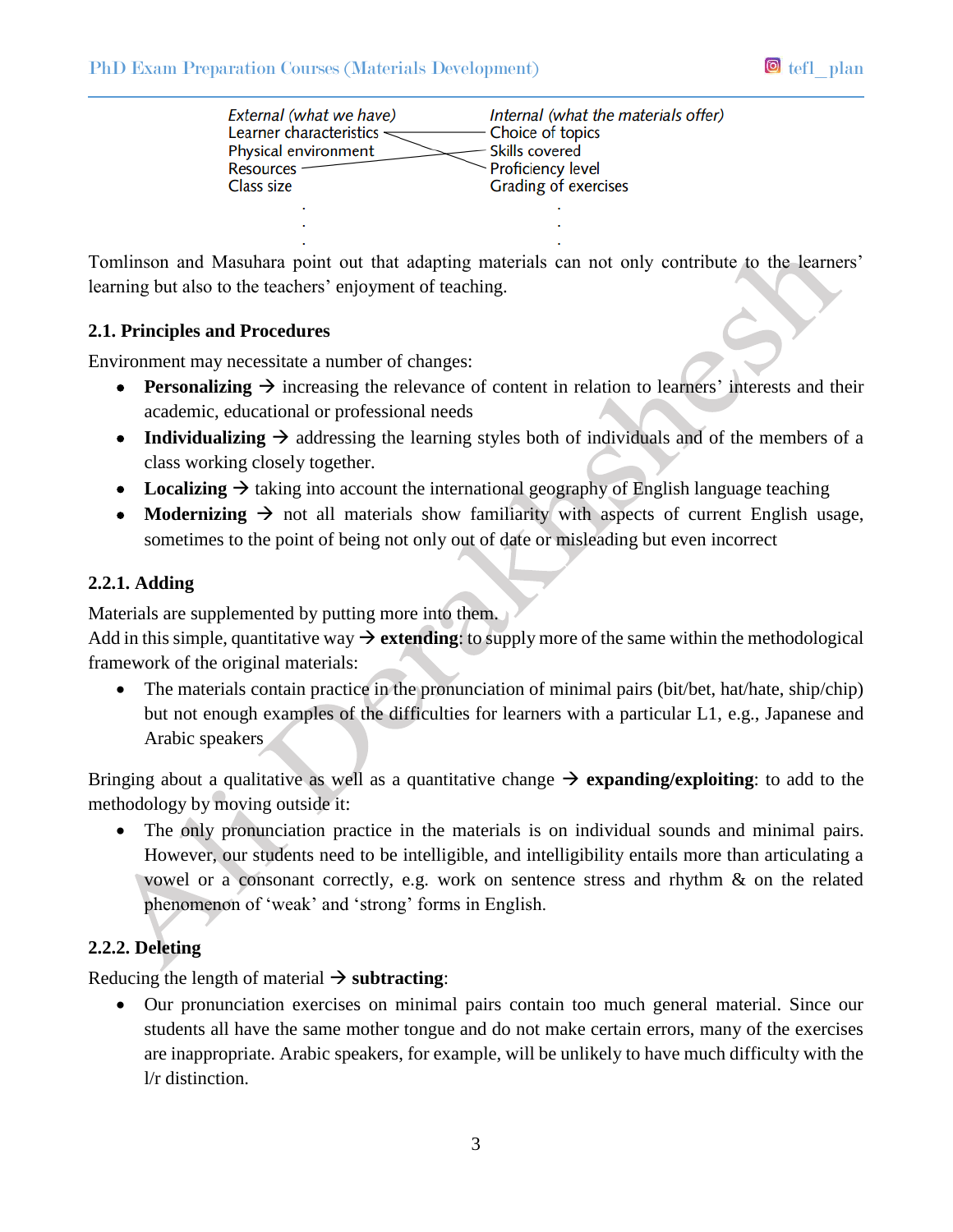| External (what we have) | Internal (what the materials offer) |
| --- | --- |
| Learner characteristics | Choice of topics |
| Physical environment | Skills covered |
| Resources | Proficiency level |
| Class size | Grading of exercises |
| . | . |
| . | . |
| . | . |

Tomlinson and Masuhara point out that adapting materials can not only contribute to the learners' learning but also to the teachers' enjoyment of teaching.

### 2.1. Principles and Procedures

Environment may necessitate a number of changes:

- **Personalizing** → increasing the relevance of content in relation to learners' interests and their academic, educational or professional needs
- **Individualizing** → addressing the learning styles both of individuals and of the members of a class working closely together.
- **Localizing** → taking into account the international geography of English language teaching
- **Modernizing** → not all materials show familiarity with aspects of current English usage, sometimes to the point of being not only out of date or misleading but even incorrect

### 2.2.1. Adding

Materials are supplemented by putting more into them.
Add in this simple, quantitative way → **extending**: to supply more of the same within the methodological framework of the original materials:

- The materials contain practice in the pronunciation of minimal pairs (bit/bet, hat/hate, ship/chip) but not enough examples of the difficulties for learners with a particular L1, e.g., Japanese and Arabic speakers

Bringing about a qualitative as well as a quantitative change → **expanding/exploiting**: to add to the methodology by moving outside it:

- The only pronunciation practice in the materials is on individual sounds and minimal pairs. However, our students need to be intelligible, and intelligibility entails more than articulating a vowel or a consonant correctly, e.g. work on sentence stress and rhythm & on the related phenomenon of 'weak' and 'strong' forms in English.

### 2.2.2. Deleting

Reducing the length of material → **subtracting**:

- Our pronunciation exercises on minimal pairs contain too much general material. Since our students all have the same mother tongue and do not make certain errors, many of the exercises are inappropriate. Arabic speakers, for example, will be unlikely to have much difficulty with the l/r distinction.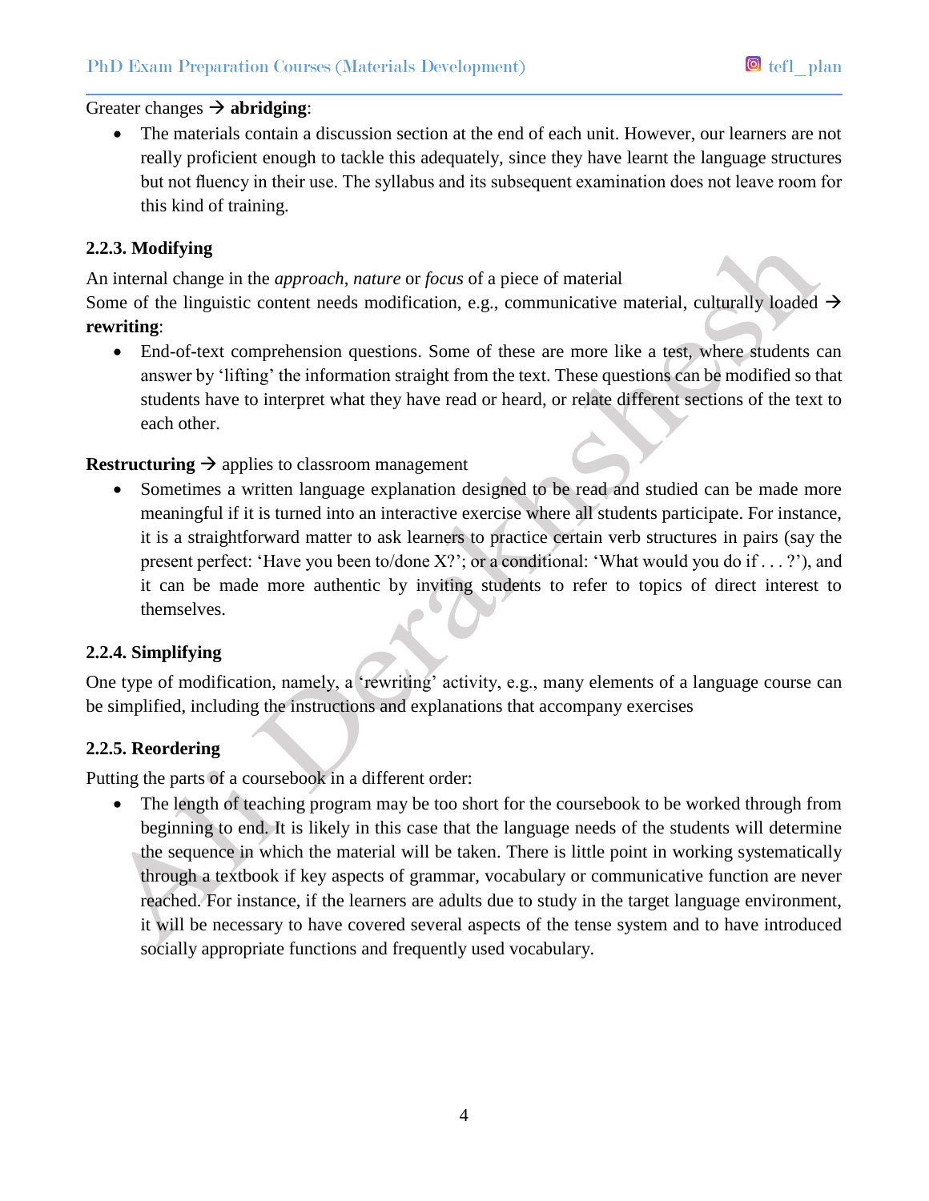Greater changes → **abridging**:

- The materials contain a discussion section at the end of each unit. However, our learners are not really proficient enough to tackle this adequately, since they have learnt the language structures but not fluency in their use. The syllabus and its subsequent examination does not leave room for this kind of training.

### 2.2.3. Modifying

An internal change in the *approach*, *nature* or *focus* of a piece of material

Some of the linguistic content needs modification, e.g., communicative material, culturally loaded → **rewriting**:

- End-of-text comprehension questions. Some of these are more like a test, where students can answer by 'lifting' the information straight from the text. These questions can be modified so that students have to interpret what they have read or heard, or relate different sections of the text to each other.

**Restructuring** → applies to classroom management

- Sometimes a written language explanation designed to be read and studied can be made more meaningful if it is turned into an interactive exercise where all students participate. For instance, it is a straightforward matter to ask learners to practice certain verb structures in pairs (say the present perfect: 'Have you been to/done X?'; or a conditional: 'What would you do if . . . ?'), and it can be made more authentic by inviting students to refer to topics of direct interest to themselves.

### 2.2.4. Simplifying

One type of modification, namely, a 'rewriting' activity, e.g., many elements of a language course can be simplified, including the instructions and explanations that accompany exercises

### 2.2.5. Reordering

Putting the parts of a coursebook in a different order:

- The length of teaching program may be too short for the coursebook to be worked through from beginning to end. It is likely in this case that the language needs of the students will determine the sequence in which the material will be taken. There is little point in working systematically through a textbook if key aspects of grammar, vocabulary or communicative function are never reached. For instance, if the learners are adults due to study in the target language environment, it will be necessary to have covered several aspects of the tense system and to have introduced socially appropriate functions and frequently used vocabulary.